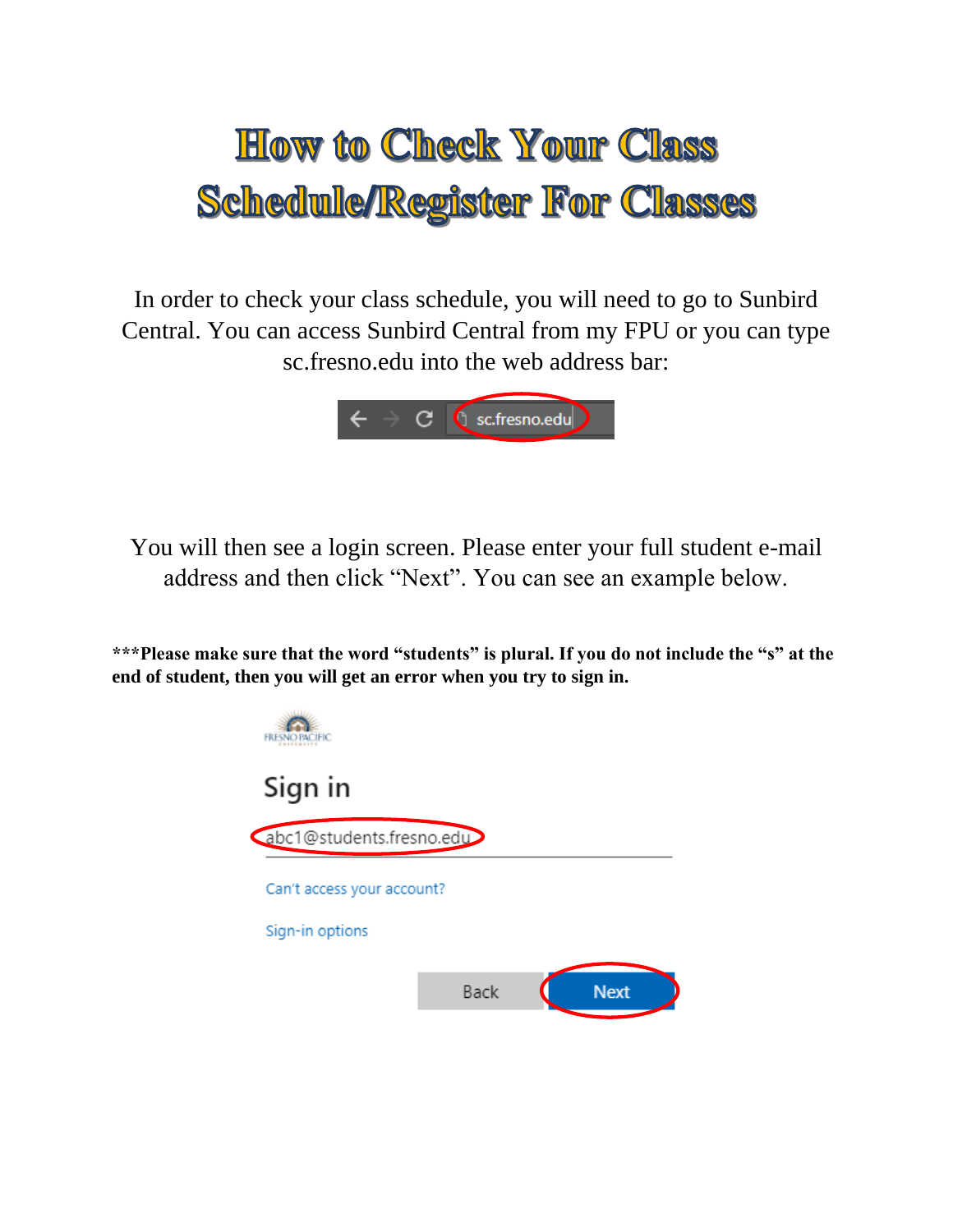# How to Check Your Class Schedule/Register For Classes

In order to check your class schedule, you will need to go to Sunbird Central. You can access Sunbird Central from my FPU or you can type sc.fresno.edu into the web address bar:

You will then see a login screen. Please enter your full student e-mail address and then click "Next". You can see an example below.

**\*\*\*Please make sure that the word "students" is plural. If you do not include the "s" at the end of student, then you will get an error when you try to sign in.**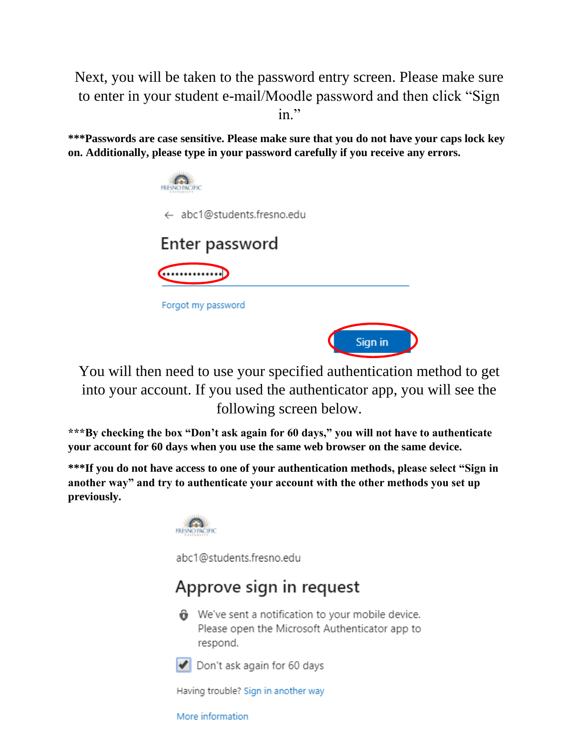Next, you will be taken to the password entry screen. Please make sure to enter in your student e-mail/Moodle password and then click "Sign in."

**\*\*\*Passwords are case sensitive. Please make sure that you do not have your caps lock key on. Additionally, please type in your password carefully if you receive any errors.**

FRESNO PACIFIC

← abc1@students.fresno.edu

Enter password

••••••••••••••

Forgot my password

Sign in

You will then need to use your specified authentication method to get into your account. If you used the authenticator app, you will see the following screen below.

**\*\*\*By checking the box "Don't ask again for 60 days," you will not have to authenticate your account for 60 days when you use the same web browser on the same device.**

**\*\*\*If you do not have access to one of your authentication methods, please select "Sign in another way" and try to authenticate your account with the other methods you set up previously.**

FRESNO PACIFIC

abc1@students.fresno.edu

Approve sign in request

We've sent a notification to your mobile device. Please open the Microsoft Authenticator app to respond.

☑ Don't ask again for 60 days

Having trouble? Sign in another way

More information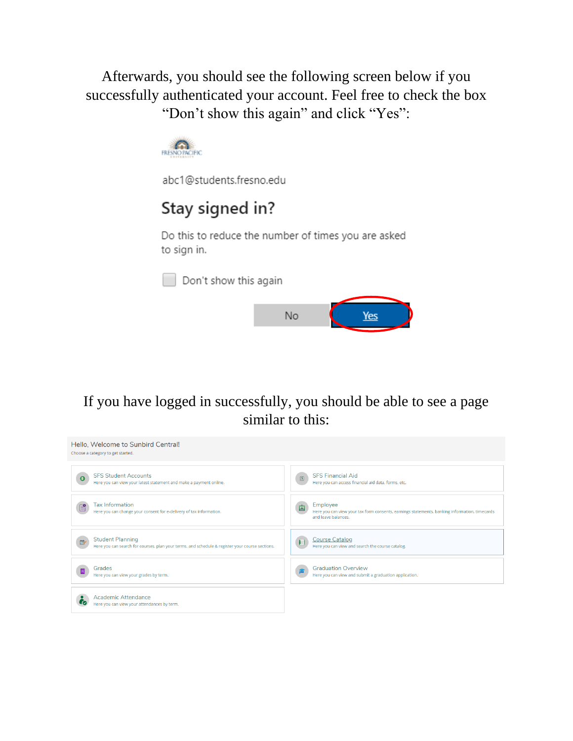Afterwards, you should see the following screen below if you successfully authenticated your account. Feel free to check the box "Don't show this again" and click "Yes":

abc1@students.fresno.edu

Stay signed in?

Do this to reduce the number of times you are asked to sign in.

Don't show this again

No Yes

If you have logged in successfully, you should be able to see a page similar to this:

Hello, Welcome to Sunbird Central!
Choose a category to get started.

SFS Student Accounts
Here you can view your latest statement and make a payment online.

SFS Financial Aid
Here you can access financial aid data, forms, etc.

Tax Information
Here you can change your consent for e-delivery of tax information.

Employee
Here you can view your tax form consents, earnings statements, banking information, timecards and leave balances.

Student Planning
Here you can search for courses, plan your terms, and schedule & register your course sections.

Course Catalog
Here you can view and search the course catalog.

Grades
Here you can view your grades by term.

Graduation Overview
Here you can view and submit a graduation application.

Academic Attendance
Here you can view your attendances by term.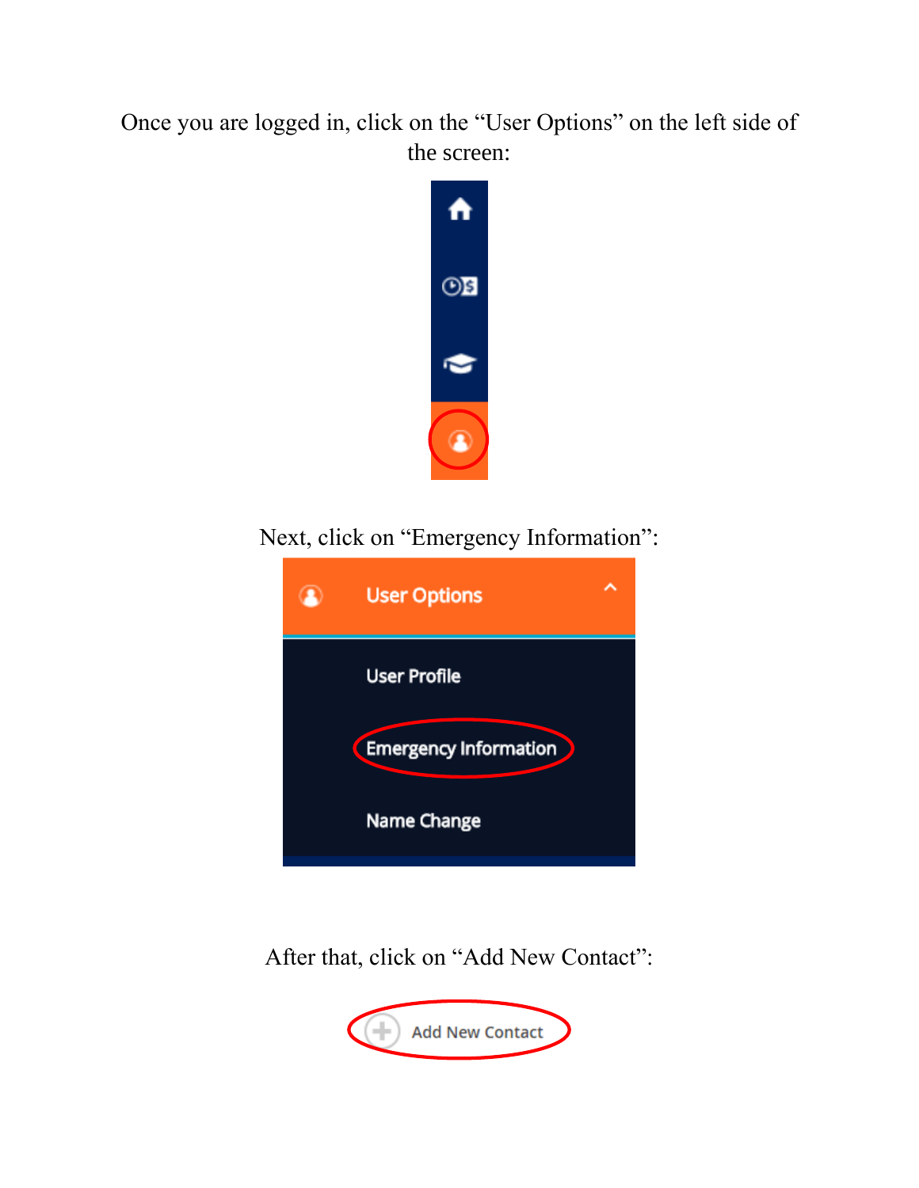Once you are logged in, click on the "User Options" on the left side of the screen:

Next, click on "Emergency Information":

User Options

User Profile

Emergency Information

Name Change

After that, click on "Add New Contact":

Add New Contact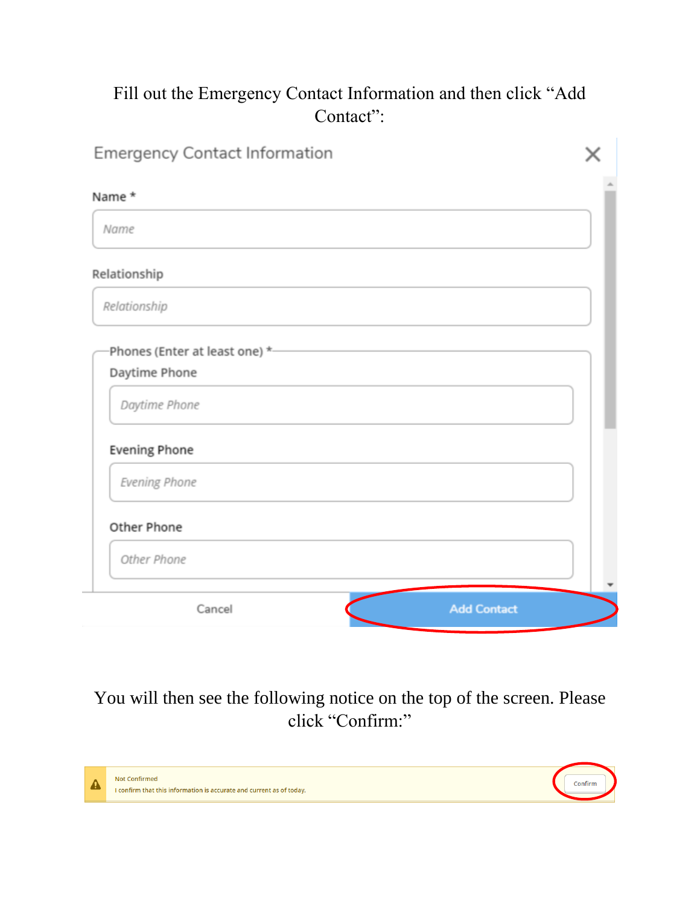Fill out the Emergency Contact Information and then click "Add Contact":

Emergency Contact Information

Name *

Relationship

Phones (Enter at least one) *

Daytime Phone

Evening Phone

Other Phone

Cancel | Add Contact

You will then see the following notice on the top of the screen. Please click "Confirm:"

Not Confirmed

I confirm that this information is accurate and current as of today.

Confirm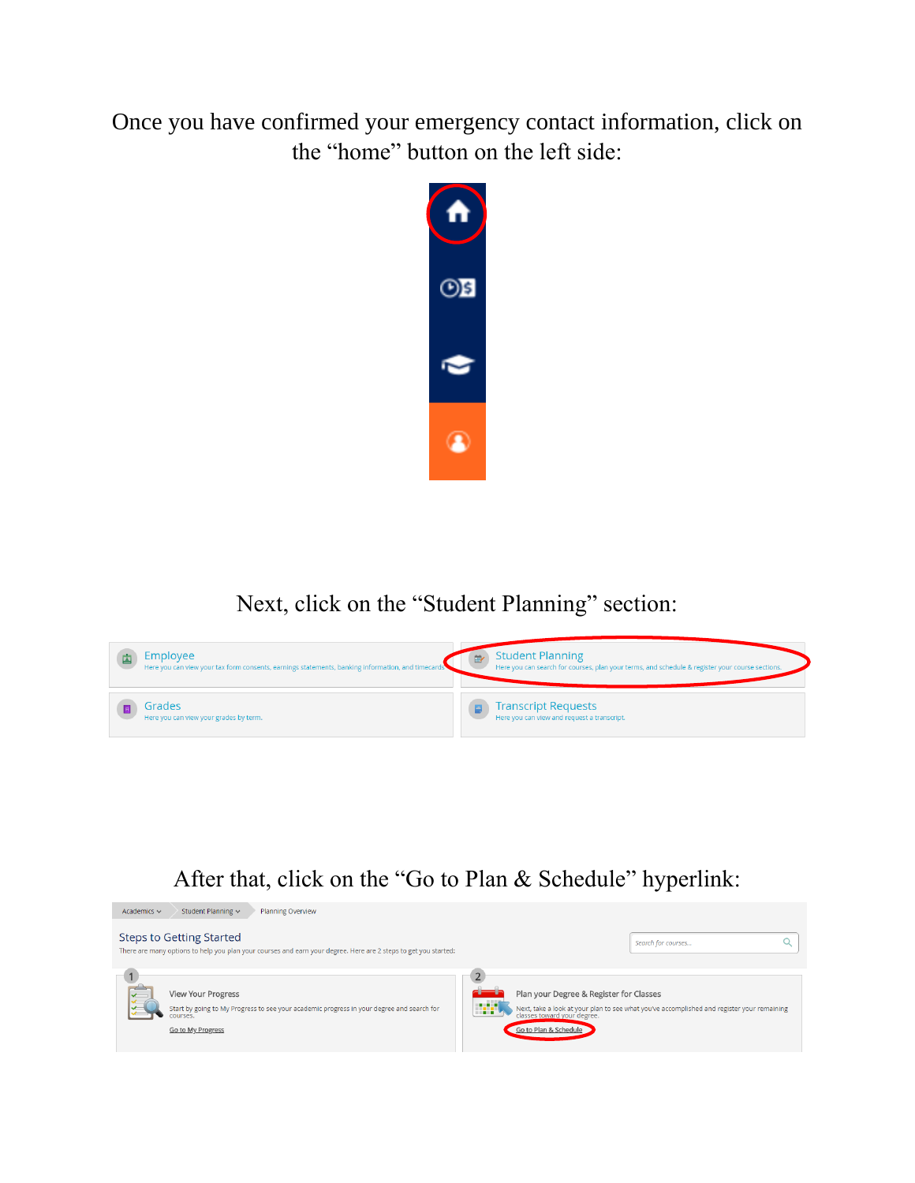Once you have confirmed your emergency contact information, click on the “home” button on the left side:

Next, click on the “Student Planning” section:

Employee
Here you can view your tax form consents, earnings statements, banking information, and timecards.

Student Planning
Here you can search for courses, plan your terms, and schedule & register your course sections.

Grades
Here you can view your grades by term.

Transcript Requests
Here you can view and request a transcript.

After that, click on the “Go to Plan & Schedule” hyperlink:

Academics › Student Planning › Planning Overview

Steps to Getting Started
There are many options to help you plan your courses and earn your degree. Here are 2 steps to get you started:

Search for courses...

1 View Your Progress
Start by going to My Progress to see your academic progress in your degree and search for courses.
Go to My Progress

2 Plan your Degree & Register for Classes
Next, take a look at your plan to see what you've accomplished and register your remaining classes toward your degree.
Go to Plan & Schedule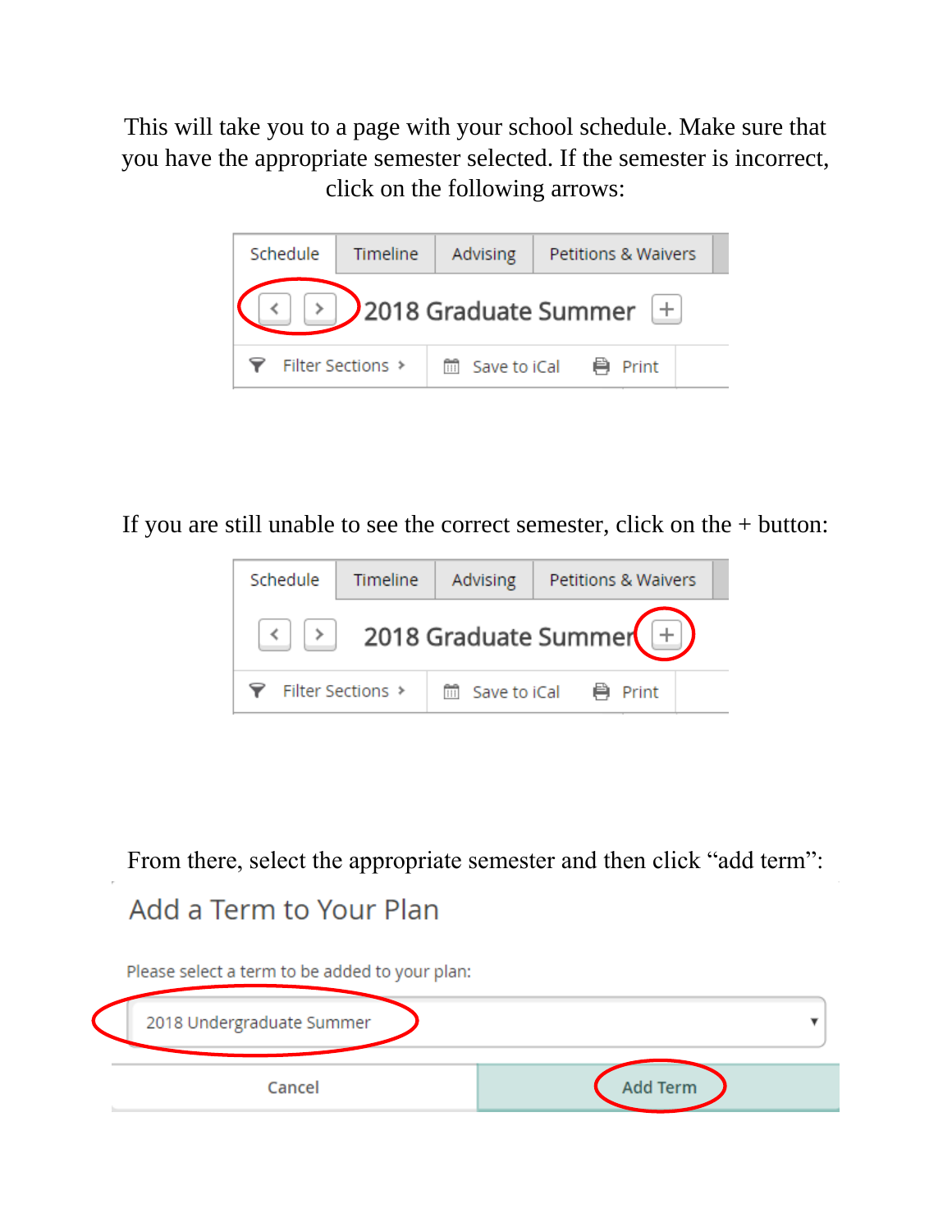This will take you to a page with your school schedule. Make sure that you have the appropriate semester selected. If the semester is incorrect, click on the following arrows:

Schedule | Timeline | Advising | Petitions & Waivers

< > 2018 Graduate Summer +

Filter Sections › | Save to iCal | Print

If you are still unable to see the correct semester, click on the + button:

Schedule | Timeline | Advising | Petitions & Waivers

< > 2018 Graduate Summer +

Filter Sections › | Save to iCal | Print

From there, select the appropriate semester and then click "add term":

Add a Term to Your Plan

Please select a term to be added to your plan:

2018 Undergraduate Summer

Cancel | Add Term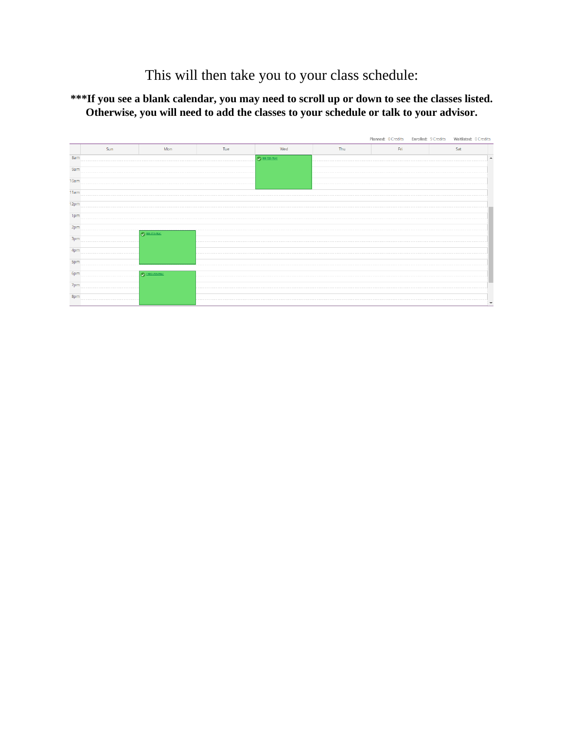This will then take you to your class schedule:

**\*\*\*If you see a blank calendar, you may need to scroll up or down to see the classes listed. Otherwise, you will need to add the classes to your schedule or talk to your advisor.**

Planned: 0 Credits Enrolled: 9 Credits Waitlisted: 0 Credits

| | Sun | Mon | Tue | Wed | Thu | Fri | Sat |
|---|---|---|---|---|---|---|---|
| 8am | | | | BIB-725-FRAI | | | |
| 9am | | | | | | | |
| 10am | | | | | | | |
| 11am | | | | | | | |
| 12pm | | | | | | | |
| 1pm | | | | | | | |
| 2pm | | BIB-711-FRAI | | | | | |
| 3pm | | | | | | | |
| 4pm | | | | | | | |
| 5pm | | | | | | | |
| 6pm | | THEO-700-FRAI | | | | | |
| 7pm | | | | | | | |
| 8pm | | | | | | | |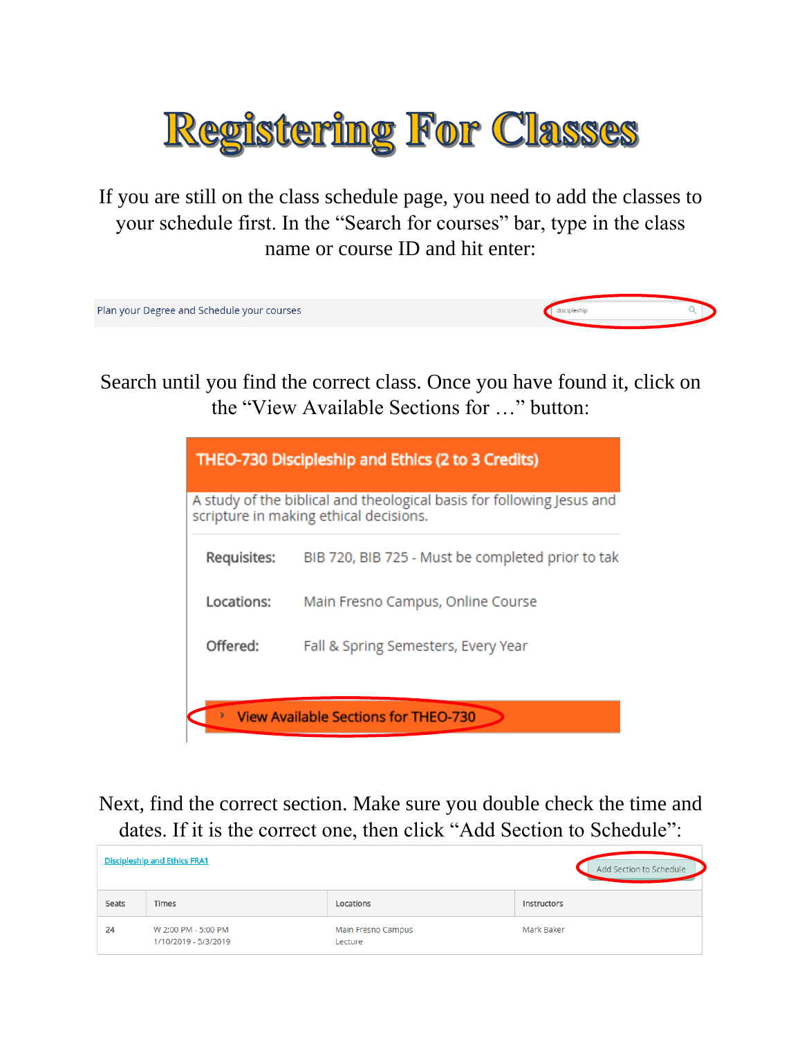# Registering For Classes

If you are still on the class schedule page, you need to add the classes to your schedule first. In the "Search for courses" bar, type in the class name or course ID and hit enter:

Plan your Degree and Schedule your courses

discipleship

Search until you find the correct class. Once you have found it, click on the "View Available Sections for …" button:

**THEO-730 Discipleship and Ethics (2 to 3 Credits)**

A study of the biblical and theological basis for following Jesus and scripture in making ethical decisions.

**Requisites:** BIB 720, BIB 725 - Must be completed prior to tak

**Locations:** Main Fresno Campus, Online Course

**Offered:** Fall & Spring Semesters, Every Year

› View Available Sections for THEO-730

Next, find the correct section. Make sure you double check the time and dates. If it is the correct one, then click "Add Section to Schedule":

Discipleship and Ethics FRA1

Add Section to Schedule

| Seats | Times | Locations | Instructors |
|---|---|---|---|
| 24 | W 2:00 PM - 5:00 PM<br>1/10/2019 - 5/3/2019 | Main Fresno Campus<br>Lecture | Mark Baker |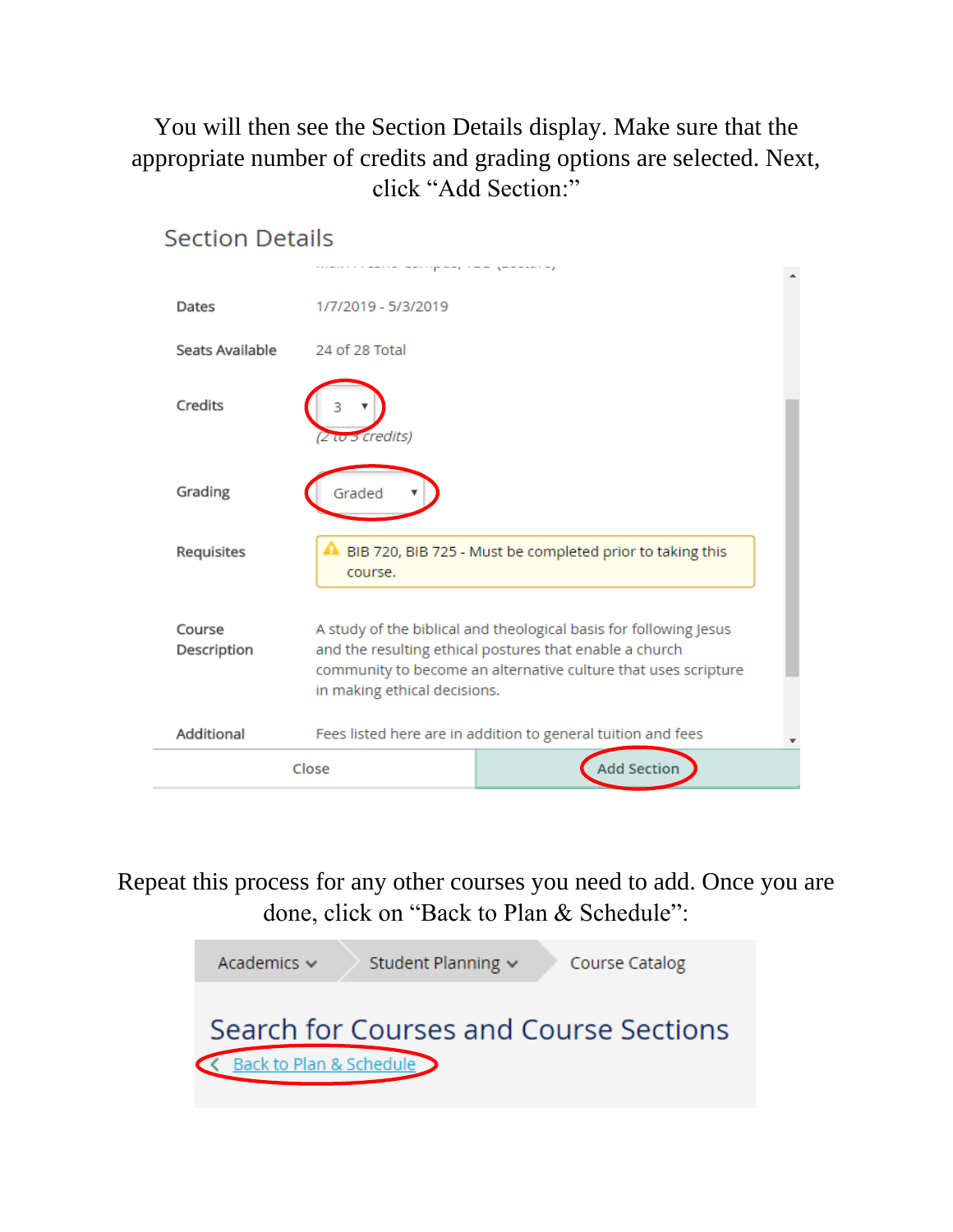You will then see the Section Details display. Make sure that the appropriate number of credits and grading options are selected. Next, click "Add Section:"

Section Details

| | |
|---|---|
| Dates | 1/7/2019 - 5/3/2019 |
| Seats Available | 24 of 28 Total |
| Credits | 3 (2 to 3 credits) |
| Grading | Graded |
| Requisites | BIB 720, BIB 725 - Must be completed prior to taking this course. |
| Course Description | A study of the biblical and theological basis for following Jesus and the resulting ethical postures that enable a church community to become an alternative culture that uses scripture in making ethical decisions. |
| Additional | Fees listed here are in addition to general tuition and fees |

Close | Add Section

Repeat this process for any other courses you need to add. Once you are done, click on "Back to Plan & Schedule":

Academics > Student Planning > Course Catalog

Search for Courses and Course Sections

< Back to Plan & Schedule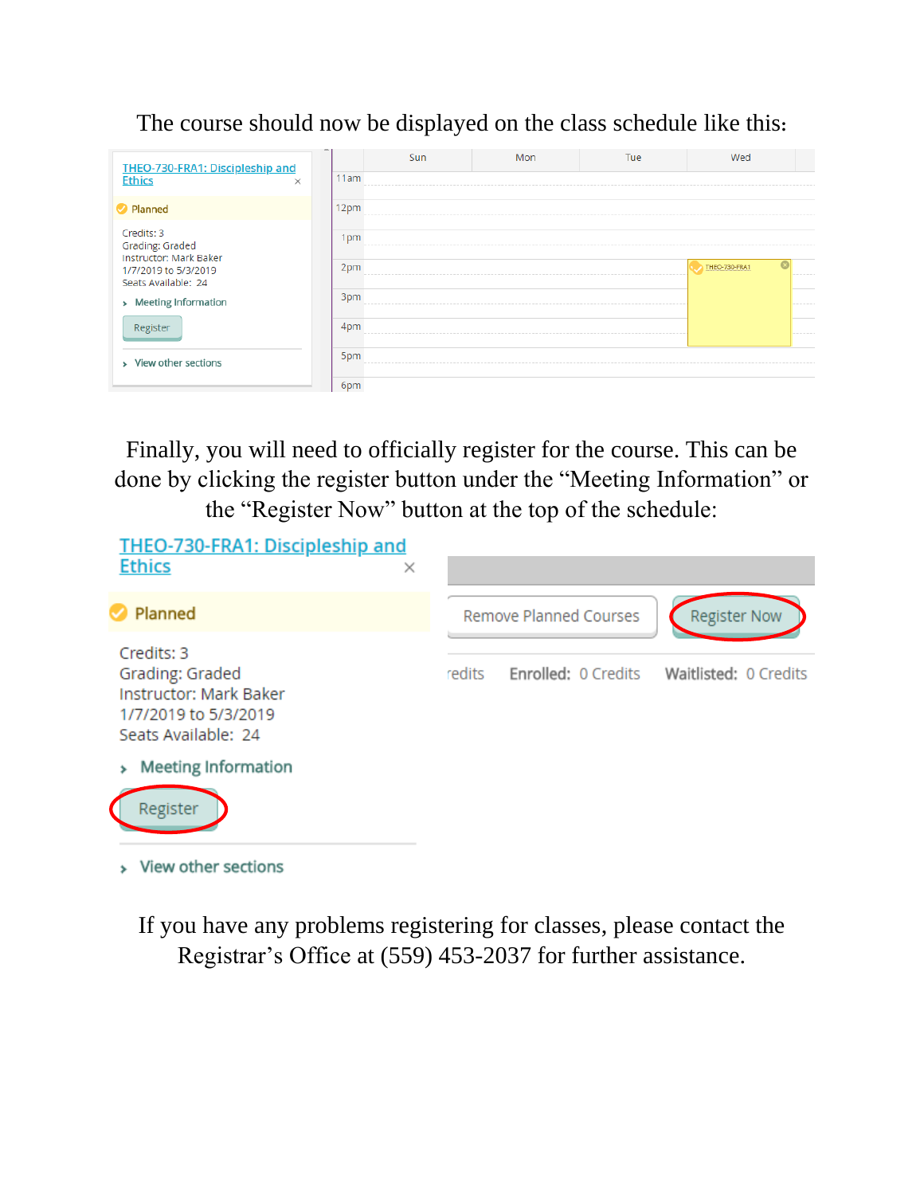The course should now be displayed on the class schedule like this:

Finally, you will need to officially register for the course. This can be done by clicking the register button under the "Meeting Information" or the "Register Now" button at the top of the schedule:

If you have any problems registering for classes, please contact the Registrar's Office at (559) 453-2037 for further assistance.